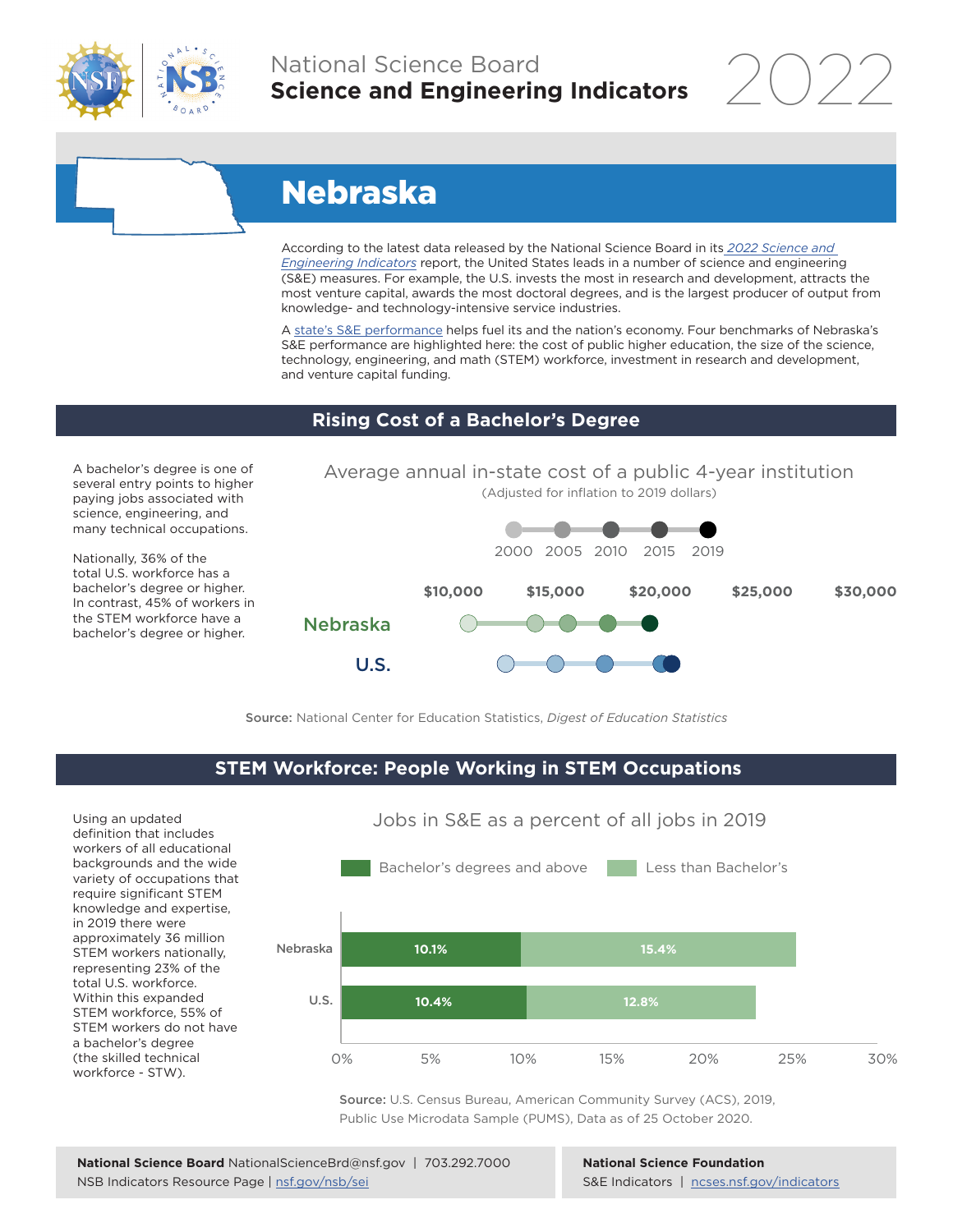National Science Board
**Science and Engineering Indicators** 2022

# Nebraska

According to the latest data released by the National Science Board in its *2022 Science and Engineering Indicators* report, the United States leads in a number of science and engineering (S&E) measures. For example, the U.S. invests the most in research and development, attracts the most venture capital, awards the most doctoral degrees, and is the largest producer of output from knowledge- and technology-intensive service industries.

A state's S&E performance helps fuel its and the nation's economy. Four benchmarks of Nebraska's S&E performance are highlighted here: the cost of public higher education, the size of the science, technology, engineering, and math (STEM) workforce, investment in research and development, and venture capital funding.

## Rising Cost of a Bachelor's Degree

A bachelor's degree is one of several entry points to higher paying jobs associated with science, engineering, and many technical occupations.

Nationally, 36% of the total U.S. workforce has a bachelor's degree or higher. In contrast, 45% of workers in the STEM workforce have a bachelor's degree or higher.

Average annual in-state cost of a public 4-year institution
(Adjusted for inflation to 2019 dollars)

2000 2005 2010 2015 2019

$10,000 $15,000 $20,000 $25,000 $30,000

Nebraska

U.S.

**Source:** National Center for Education Statistics, *Digest of Education Statistics*

## STEM Workforce: People Working in STEM Occupations

Using an updated definition that includes workers of all educational backgrounds and the wide variety of occupations that require significant STEM knowledge and expertise, in 2019 there were approximately 36 million STEM workers nationally, representing 23% of the total U.S. workforce. Within this expanded STEM workforce, 55% of STEM workers do not have a bachelor's degree (the skilled technical workforce - STW).

Jobs in S&E as a percent of all jobs in 2019

| | Bachelor's degrees and above | Less than Bachelor's |
|---|---|---|
| Nebraska | 10.1% | 15.4% |
| U.S. | 10.4% | 12.8% |

**Source:** U.S. Census Bureau, American Community Survey (ACS), 2019, Public Use Microdata Sample (PUMS), Data as of 25 October 2020.

**National Science Board** NationalScienceBrd@nsf.gov | 703.292.7000
NSB Indicators Resource Page | nsf.gov/nsb/sei

**National Science Foundation**
S&E Indicators | ncses.nsf.gov/indicators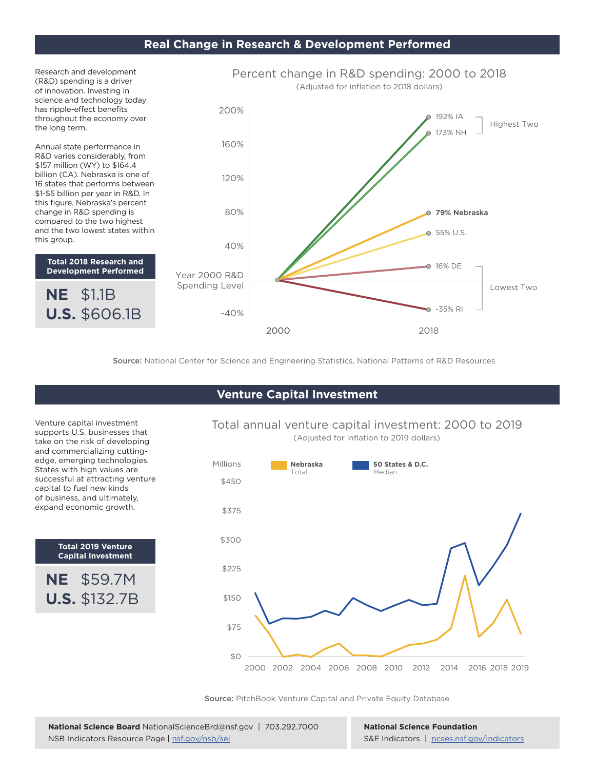## Real Change in Research & Development Performed

Research and development (R&D) spending is a driver of innovation. Investing in science and technology today has ripple-effect benefits throughout the economy over the long term.

Annual state performance in R&D varies considerably, from $157 million (WY) to $164.4 billion (CA). Nebraska is one of 16 states that performs between $1-$5 billion per year in R&D. In this figure, Nebraska's percent change in R&D spending is compared to the two highest and the two lowest states within this group.

**Total 2018 Research and Development Performed**

**NE** $1.1B
**U.S.** $606.1B

Percent change in R&D spending: 2000 to 2018
(Adjusted for inflation to 2018 dollars)

200%
160%
120%
80%
40%
Year 2000 R&D Spending Level
-40%
2000
2018

192% IA
173% NH
Highest Two
**79% Nebraska**
55% U.S.
16% DE
-35% RI
Lowest Two

**Source:** National Center for Science and Engineering Statistics, National Patterns of R&D Resources

## Venture Capital Investment

Venture capital investment supports U.S. businesses that take on the risk of developing and commercializing cutting-edge, emerging technologies. States with high values are successful at attracting venture capital to fuel new kinds of business, and ultimately, expand economic growth.

**Total 2019 Venture Capital Investment**

**NE** $59.7M
**U.S.** $132.7B

Total annual venture capital investment: 2000 to 2019
(Adjusted for inflation to 2019 dollars)

Millions
**Nebraska** Total
**50 States & D.C.** Median

$450
$375
$300
$225
$150
$75
$0

2000 2002 2004 2006 2008 2010 2012 2014 2016 2018 2019

**Source:** PitchBook Venture Capital and Private Equity Database

**National Science Board** NationalScienceBrd@nsf.gov | 703.292.7000
NSB Indicators Resource Page | nsf.gov/nsb/sei

**National Science Foundation**
S&E Indicators | ncses.nsf.gov/indicators